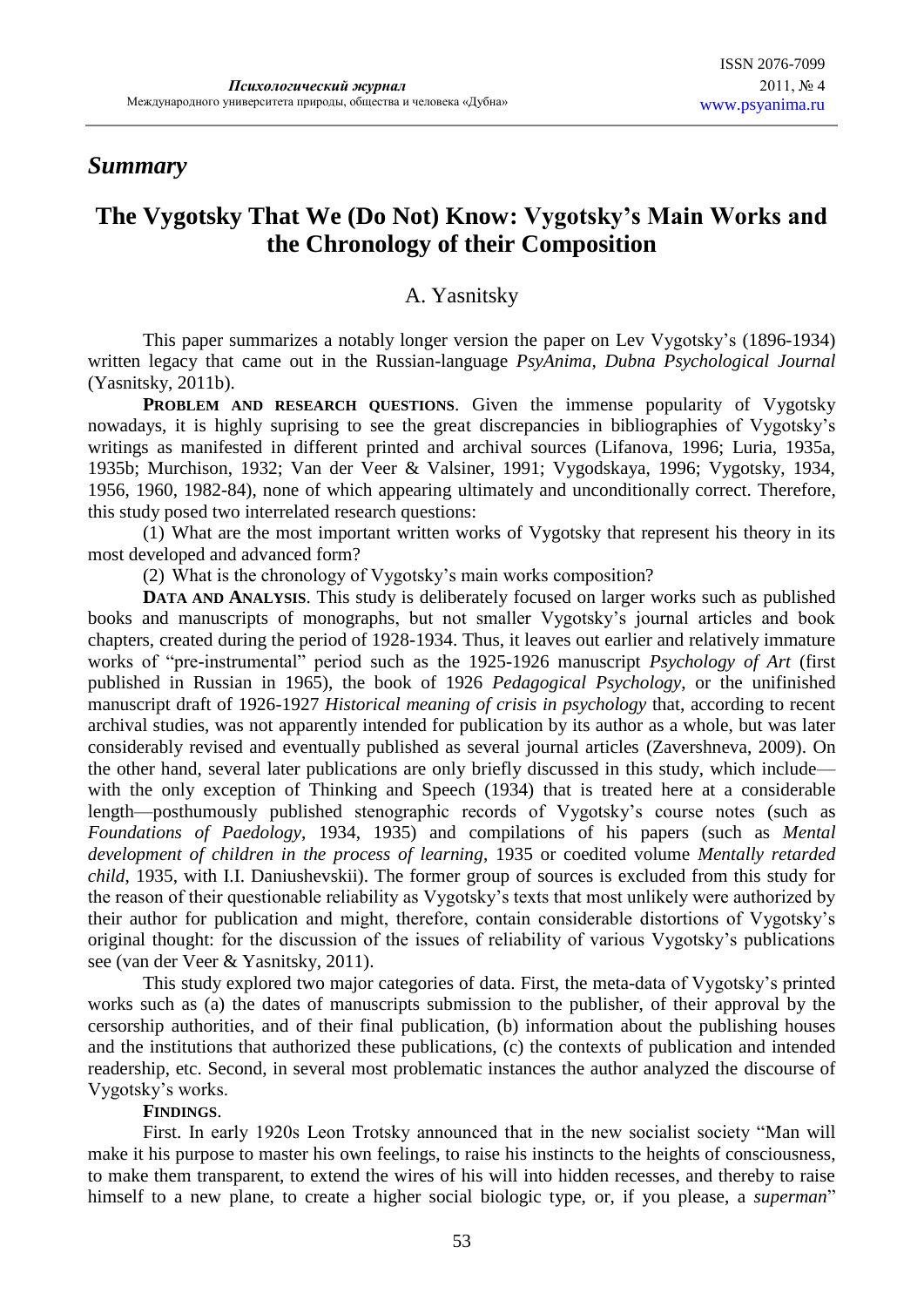## *Summary*

# The Vygotsky That We (Do Not) Know: Vygotsky's Main Works and the Chronology of their Composition

A. Yasnitsky

This paper summarizes a notably longer version the paper on Lev Vygotsky's (1896-1934) written legacy that came out in the Russian-language *PsyAnima, Dubna Psychological Journal* (Yasnitsky, 2011b).

**PROBLEM AND RESEARCH QUESTIONS**. Given the immense popularity of Vygotsky nowadays, it is highly suprising to see the great discrepancies in bibliographies of Vygotsky's writings as manifested in different printed and archival sources (Lifanova, 1996; Luria, 1935a, 1935b; Murchison, 1932; Van der Veer & Valsiner, 1991; Vygodskaya, 1996; Vygotsky, 1934, 1956, 1960, 1982-84), none of which appearing ultimately and unconditionally correct. Therefore, this study posed two interrelated research questions:

(1) What are the most important written works of Vygotsky that represent his theory in its most developed and advanced form?

(2) What is the chronology of Vygotsky's main works composition?

**DATA AND ANALYSIS**. This study is deliberately focused on larger works such as published books and manuscripts of monographs, but not smaller Vygotsky's journal articles and book chapters, created during the period of 1928-1934. Thus, it leaves out earlier and relatively immature works of "pre-instrumental" period such as the 1925-1926 manuscript *Psychology of Art* (first published in Russian in 1965), the book of 1926 *Pedagogical Psychology*, or the unifinished manuscript draft of 1926-1927 *Historical meaning of crisis in psychology* that, according to recent archival studies, was not apparently intended for publication by its author as a whole, but was later considerably revised and eventually published as several journal articles (Zavershneva, 2009). On the other hand, several later publications are only briefly discussed in this study, which include—with the only exception of Thinking and Speech (1934) that is treated here at a considerable length—posthumously published stenographic records of Vygotsky's course notes (such as *Foundations of Paedology*, 1934, 1935) and compilations of his papers (such as *Mental development of children in the process of learning*, 1935 or coedited volume *Mentally retarded child*, 1935, with I.I. Daniushevskii). The former group of sources is excluded from this study for the reason of their questionable reliability as Vygotsky's texts that most unlikely were authorized by their author for publication and might, therefore, contain considerable distortions of Vygotsky's original thought: for the discussion of the issues of reliability of various Vygotsky's publications see (van der Veer & Yasnitsky, 2011).

This study explored two major categories of data. First, the meta-data of Vygotsky's printed works such as (a) the dates of manuscripts submission to the publisher, of their approval by the cersorship authorities, and of their final publication, (b) information about the publishing houses and the institutions that authorized these publications, (c) the contexts of publication and intended readership, etc. Second, in several most problematic instances the author analyzed the discourse of Vygotsky's works.

**FINDINGS**.

First. In early 1920s Leon Trotsky announced that in the new socialist society "Man will make it his purpose to master his own feelings, to raise his instincts to the heights of consciousness, to make them transparent, to extend the wires of his will into hidden recesses, and thereby to raise himself to a new plane, to create a higher social biologic type, or, if you please, a *superman*"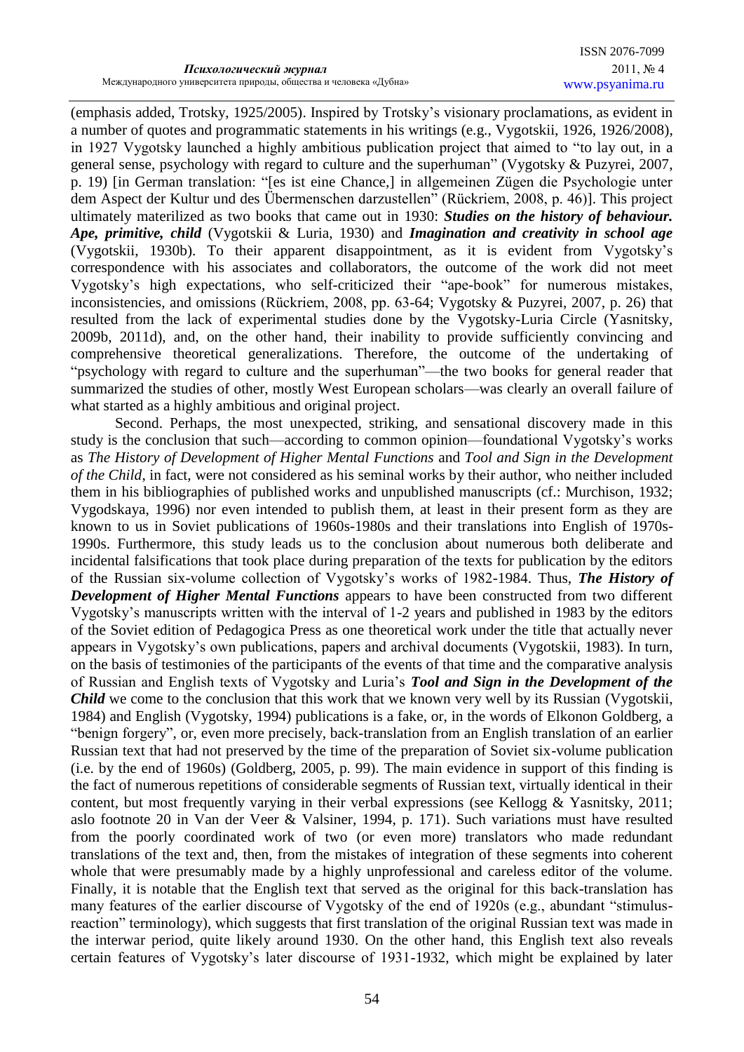(emphasis added, Trotsky, 1925/2005). Inspired by Trotsky's visionary proclamations, as evident in a number of quotes and programmatic statements in his writings (e.g., Vygotskii, 1926, 1926/2008), in 1927 Vygotsky launched a highly ambitious publication project that aimed to "to lay out, in a general sense, psychology with regard to culture and the superhuman" (Vygotsky & Puzyrei, 2007, p. 19) [in German translation: "[es ist eine Chance,] in allgemeinen Zügen die Psychologie unter dem Aspect der Kultur und des Übermenschen darzustellen" (Rückriem, 2008, p. 46)]. This project ultimately materilized as two books that came out in 1930: ***Studies on the history of behaviour. Ape, primitive, child*** (Vygotskii & Luria, 1930) and ***Imagination and creativity in school age*** (Vygotskii, 1930b). To their apparent disappointment, as it is evident from Vygotsky's correspondence with his associates and collaborators, the outcome of the work did not meet Vygotsky's high expectations, who self-criticized their "ape-book" for numerous mistakes, inconsistencies, and omissions (Rückriem, 2008, pp. 63-64; Vygotsky & Puzyrei, 2007, p. 26) that resulted from the lack of experimental studies done by the Vygotsky-Luria Circle (Yasnitsky, 2009b, 2011d), and, on the other hand, their inability to provide sufficiently convincing and comprehensive theoretical generalizations. Therefore, the outcome of the undertaking of "psychology with regard to culture and the superhuman"—the two books for general reader that summarized the studies of other, mostly West European scholars—was clearly an overall failure of what started as a highly ambitious and original project.

Second. Perhaps, the most unexpected, striking, and sensational discovery made in this study is the conclusion that such—according to common opinion—foundational Vygotsky's works as *The History of Development of Higher Mental Functions* and *Tool and Sign in the Development of the Child*, in fact, were not considered as his seminal works by their author, who neither included them in his bibliographies of published works and unpublished manuscripts (cf.: Murchison, 1932; Vygodskaya, 1996) nor even intended to publish them, at least in their present form as they are known to us in Soviet publications of 1960s-1980s and their translations into English of 1970s-1990s. Furthermore, this study leads us to the conclusion about numerous both deliberate and incidental falsifications that took place during preparation of the texts for publication by the editors of the Russian six-volume collection of Vygotsky's works of 1982-1984. Thus, ***The History of Development of Higher Mental Functions*** appears to have been constructed from two different Vygotsky's manuscripts written with the interval of 1-2 years and published in 1983 by the editors of the Soviet edition of Pedagogica Press as one theoretical work under the title that actually never appears in Vygotsky's own publications, papers and archival documents (Vygotskii, 1983). In turn, on the basis of testimonies of the participants of the events of that time and the comparative analysis of Russian and English texts of Vygotsky and Luria's ***Tool and Sign in the Development of the Child*** we come to the conclusion that this work that we known very well by its Russian (Vygotskii, 1984) and English (Vygotsky, 1994) publications is a fake, or, in the words of Elkonon Goldberg, a "benign forgery", or, even more precisely, back-translation from an English translation of an earlier Russian text that had not preserved by the time of the preparation of Soviet six-volume publication (i.e. by the end of 1960s) (Goldberg, 2005, p. 99). The main evidence in support of this finding is the fact of numerous repetitions of considerable segments of Russian text, virtually identical in their content, but most frequently varying in their verbal expressions (see Kellogg & Yasnitsky, 2011; aslo footnote 20 in Van der Veer & Valsiner, 1994, p. 171). Such variations must have resulted from the poorly coordinated work of two (or even more) translators who made redundant translations of the text and, then, from the mistakes of integration of these segments into coherent whole that were presumably made by a highly unprofessional and careless editor of the volume. Finally, it is notable that the English text that served as the original for this back-translation has many features of the earlier discourse of Vygotsky of the end of 1920s (e.g., abundant "stimulus-reaction" terminology), which suggests that first translation of the original Russian text was made in the interwar period, quite likely around 1930. On the other hand, this English text also reveals certain features of Vygotsky's later discourse of 1931-1932, which might be explained by later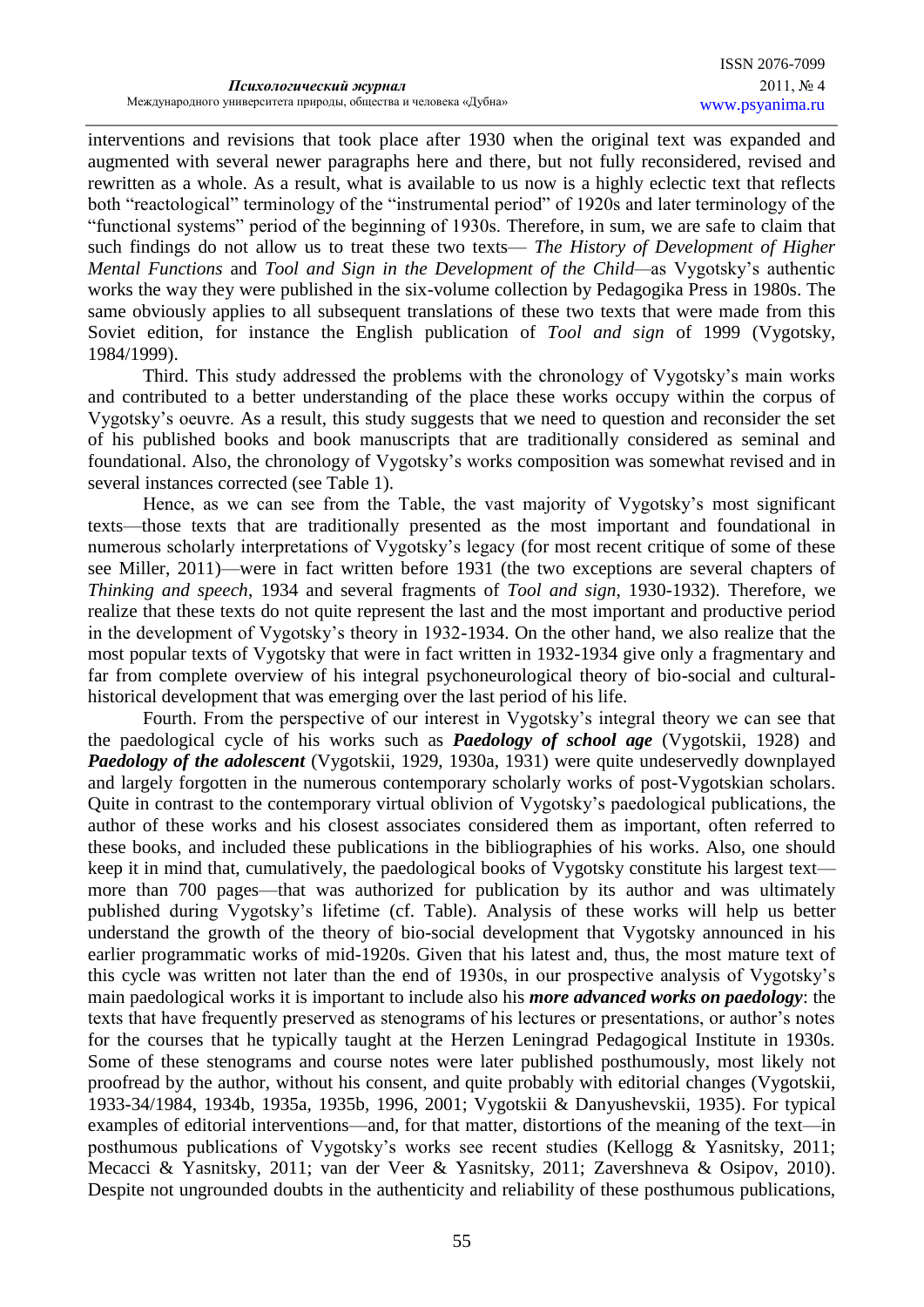interventions and revisions that took place after 1930 when the original text was expanded and augmented with several newer paragraphs here and there, but not fully reconsidered, revised and rewritten as a whole. As a result, what is available to us now is a highly eclectic text that reflects both "reactological" terminology of the "instrumental period" of 1920s and later terminology of the "functional systems" period of the beginning of 1930s. Therefore, in sum, we are safe to claim that such findings do not allow us to treat these two texts— *The History of Development of Higher Mental Functions* and *Tool and Sign in the Development of the Child*—as Vygotsky's authentic works the way they were published in the six-volume collection by Pedagogika Press in 1980s. The same obviously applies to all subsequent translations of these two texts that were made from this Soviet edition, for instance the English publication of *Tool and sign* of 1999 (Vygotsky, 1984/1999).

Third. This study addressed the problems with the chronology of Vygotsky's main works and contributed to a better understanding of the place these works occupy within the corpus of Vygotsky's oeuvre. As a result, this study suggests that we need to question and reconsider the set of his published books and book manuscripts that are traditionally considered as seminal and foundational. Also, the chronology of Vygotsky's works composition was somewhat revised and in several instances corrected (see Table 1).

Hence, as we can see from the Table, the vast majority of Vygotsky's most significant texts—those texts that are traditionally presented as the most important and foundational in numerous scholarly interpretations of Vygotsky's legacy (for most recent critique of some of these see Miller, 2011)—were in fact written before 1931 (the two exceptions are several chapters of *Thinking and speech*, 1934 and several fragments of *Tool and sign*, 1930-1932). Therefore, we realize that these texts do not quite represent the last and the most important and productive period in the development of Vygotsky's theory in 1932-1934. On the other hand, we also realize that the most popular texts of Vygotsky that were in fact written in 1932-1934 give only a fragmentary and far from complete overview of his integral psychoneurological theory of bio-social and cultural-historical development that was emerging over the last period of his life.

Fourth. From the perspective of our interest in Vygotsky's integral theory we can see that the paedological cycle of his works such as ***Paedology of school age*** (Vygotskii, 1928) and ***Paedology of the adolescent*** (Vygotskii, 1929, 1930a, 1931) were quite undeservedly downplayed and largely forgotten in the numerous contemporary scholarly works of post-Vygotskian scholars. Quite in contrast to the contemporary virtual oblivion of Vygotsky's paedological publications, the author of these works and his closest associates considered them as important, often referred to these books, and included these publications in the bibliographies of his works. Also, one should keep it in mind that, cumulatively, the paedological books of Vygotsky constitute his largest text—more than 700 pages—that was authorized for publication by its author and was ultimately published during Vygotsky's lifetime (cf. Table). Analysis of these works will help us better understand the growth of the theory of bio-social development that Vygotsky announced in his earlier programmatic works of mid-1920s. Given that his latest and, thus, the most mature text of this cycle was written not later than the end of 1930s, in our prospective analysis of Vygotsky's main paedological works it is important to include also his ***more advanced works on paedology***: the texts that have frequently preserved as stenograms of his lectures or presentations, or author's notes for the courses that he typically taught at the Herzen Leningrad Pedagogical Institute in 1930s. Some of these stenograms and course notes were later published posthumously, most likely not proofread by the author, without his consent, and quite probably with editorial changes (Vygotskii, 1933-34/1984, 1934b, 1935a, 1935b, 1996, 2001; Vygotskii & Danyushevskii, 1935). For typical examples of editorial interventions—and, for that matter, distortions of the meaning of the text—in posthumous publications of Vygotsky's works see recent studies (Kellogg & Yasnitsky, 2011; Mecacci & Yasnitsky, 2011; van der Veer & Yasnitsky, 2011; Zavershneva & Osipov, 2010). Despite not ungrounded doubts in the authenticity and reliability of these posthumous publications,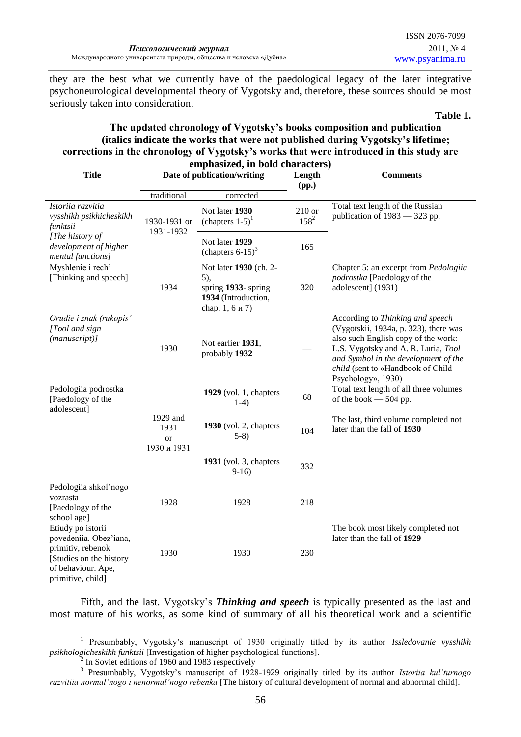they are the best what we currently have of the paedological legacy of the later integrative psychoneurological developmental theory of Vygotsky and, therefore, these sources should be most seriously taken into consideration.

**Table 1.**

**The updated chronology of Vygotsky's books composition and publication (italics indicate the works that were not published during Vygotsky's lifetime; corrections in the chronology of Vygotsky's works that were introduced in this study are emphasized, in bold characters)**

| Title | Date of publication/writing | | Length (pp.) | Comments |
|---|---|---|---|---|
| | traditional | corrected | | |
| *Istoriia razvitia vysshikh psikhicheskikh funktsii [The history of development of higher mental functions]* | 1930-1931 or 1931-1932 | Not later **1930** (chapters 1-5)[1] | 210 or 158[2] | Total text length of the Russian publication of 1983 — 323 pp. |
| | | Not later **1929** (chapters 6-15)[3] | 165 | |
| Myshlenie i rech' [Thinking and speech] | 1934 | Not later **1930** (ch. 2-5), spring **1933**- spring **1934** (Introduction, chap. 1, 6 и 7) | 320 | Chapter 5: an excerpt from *Pedologiia podrostka* [Paedology of the adolescent] (1931) |
| *Orudie i znak (rukopis' [Tool and sign (manuscript)]* | 1930 | Not earlier **1931**, probably **1932** | — | According to *Thinking and speech* (Vygotskii, 1934a, p. 323), there was also such English copy of the work: L.S. Vygotsky and A. R. Luria, *Tool and Symbol in the development of the child* (sent to «Handbook of Child-Psychology», 1930) |
| Pedologiia podrostka [Paedology of the adolescent] | 1929 and 1931 or 1930 и 1931 | **1929** (vol. 1, chapters 1-4) | 68 | Total text length of all three volumes of the book — 504 pp. |
| | | **1930** (vol. 2, chapters 5-8) | 104 | The last, third volume completed not later than the fall of **1930** |
| | | **1931** (vol. 3, chapters 9-16) | 332 | |
| Pedologiia shkol'nogo vozrasta [Paedology of the school age] | 1928 | 1928 | 218 | |
| Etiudy po istorii povedeniia. Obez'iana, primitiv, rebenok [Studies on the history of behaviour. Ape, primitive, child] | 1930 | 1930 | 230 | The book most likely completed not later than the fall of **1929** |

Fifth, and the last. Vygotsky's ***Thinking and speech*** is typically presented as the last and most mature of his works, as some kind of summary of all his theoretical work and a scientific

[1] Presumbably, Vygotsky's manuscript of 1930 originally titled by its author *Issledovanie vysshikh psikhologicheskikh funktsii* [Investigation of higher psychological functions].

[2] In Soviet editions of 1960 and 1983 respectively

[3] Presumbably, Vygotsky's manuscript of 1928-1929 originally titled by its author *Istoriia kul'turnogo razvitiia normal'nogo i nenormal'nogo rebenka* [The history of cultural development of normal and abnormal child].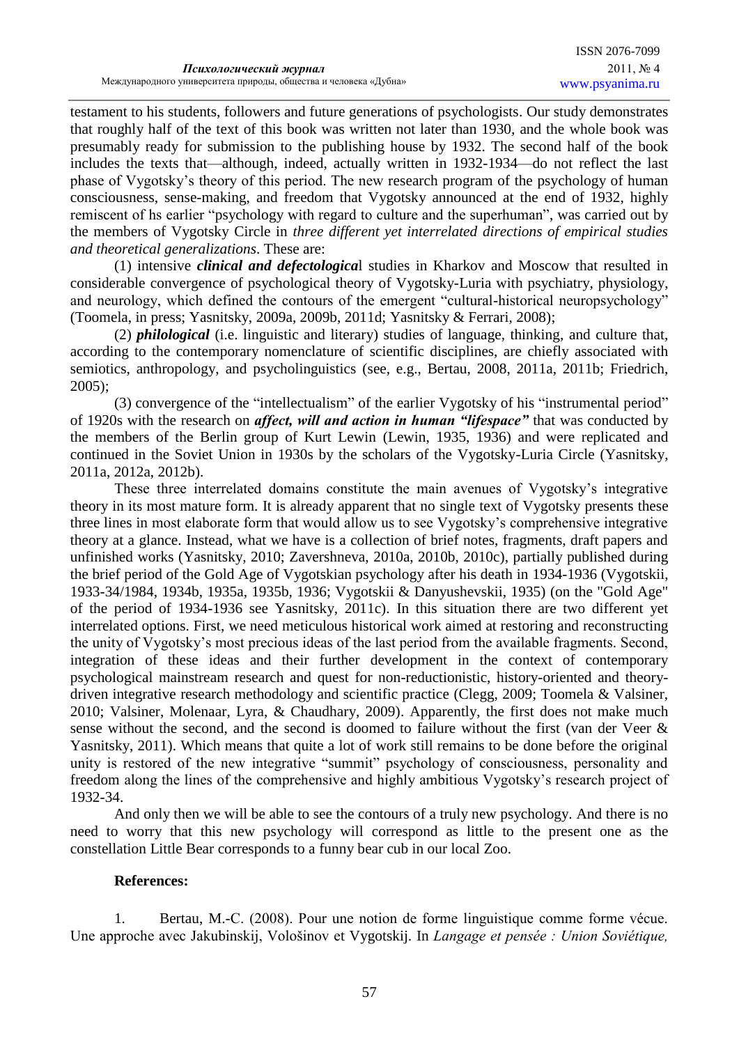testament to his students, followers and future generations of psychologists. Our study demonstrates that roughly half of the text of this book was written not later than 1930, and the whole book was presumably ready for submission to the publishing house by 1932. The second half of the book includes the texts that—although, indeed, actually written in 1932-1934—do not reflect the last phase of Vygotsky's theory of this period. The new research program of the psychology of human consciousness, sense-making, and freedom that Vygotsky announced at the end of 1932, highly remiscent of hs earlier "psychology with regard to culture and the superhuman", was carried out by the members of Vygotsky Circle in *three different yet interrelated directions of empirical studies and theoretical generalizations*. These are:

(1) intensive ***clinical and defectologica***l studies in Kharkov and Moscow that resulted in considerable convergence of psychological theory of Vygotsky-Luria with psychiatry, physiology, and neurology, which defined the contours of the emergent "cultural-historical neuropsychology" (Toomela, in press; Yasnitsky, 2009a, 2009b, 2011d; Yasnitsky & Ferrari, 2008);

(2) ***philological*** (i.e. linguistic and literary) studies of language, thinking, and culture that, according to the contemporary nomenclature of scientific disciplines, are chiefly associated with semiotics, anthropology, and psycholinguistics (see, e.g., Bertau, 2008, 2011a, 2011b; Friedrich, 2005);

(3) convergence of the "intellectualism" of the earlier Vygotsky of his "instrumental period" of 1920s with the research on ***affect, will and action in human "lifespace"*** that was conducted by the members of the Berlin group of Kurt Lewin (Lewin, 1935, 1936) and were replicated and continued in the Soviet Union in 1930s by the scholars of the Vygotsky-Luria Circle (Yasnitsky, 2011a, 2012a, 2012b).

These three interrelated domains constitute the main avenues of Vygotsky's integrative theory in its most mature form. It is already apparent that no single text of Vygotsky presents these three lines in most elaborate form that would allow us to see Vygotsky's comprehensive integrative theory at a glance. Instead, what we have is a collection of brief notes, fragments, draft papers and unfinished works (Yasnitsky, 2010; Zavershneva, 2010a, 2010b, 2010c), partially published during the brief period of the Gold Age of Vygotskian psychology after his death in 1934-1936 (Vygotskii, 1933-34/1984, 1934b, 1935a, 1935b, 1936; Vygotskii & Danyushevskii, 1935) (on the "Gold Age" of the period of 1934-1936 see Yasnitsky, 2011c). In this situation there are two different yet interrelated options. First, we need meticulous historical work aimed at restoring and reconstructing the unity of Vygotsky's most precious ideas of the last period from the available fragments. Second, integration of these ideas and their further development in the context of contemporary psychological mainstream research and quest for non-reductionistic, history-oriented and theory-driven integrative research methodology and scientific practice (Clegg, 2009; Toomela & Valsiner, 2010; Valsiner, Molenaar, Lyra, & Chaudhary, 2009). Apparently, the first does not make much sense without the second, and the second is doomed to failure without the first (van der Veer & Yasnitsky, 2011). Which means that quite a lot of work still remains to be done before the original unity is restored of the new integrative "summit" psychology of consciousness, personality and freedom along the lines of the comprehensive and highly ambitious Vygotsky's research project of 1932-34.

And only then we will be able to see the contours of a truly new psychology. And there is no need to worry that this new psychology will correspond as little to the present one as the constellation Little Bear corresponds to a funny bear cub in our local Zoo.

**References:**

1. Bertau, M.-C. (2008). Pour une notion de forme linguistique comme forme vécue. Une approche avec Jakubinskij, Vološinov et Vygotskij. In *Langage et pensée : Union Soviétique,*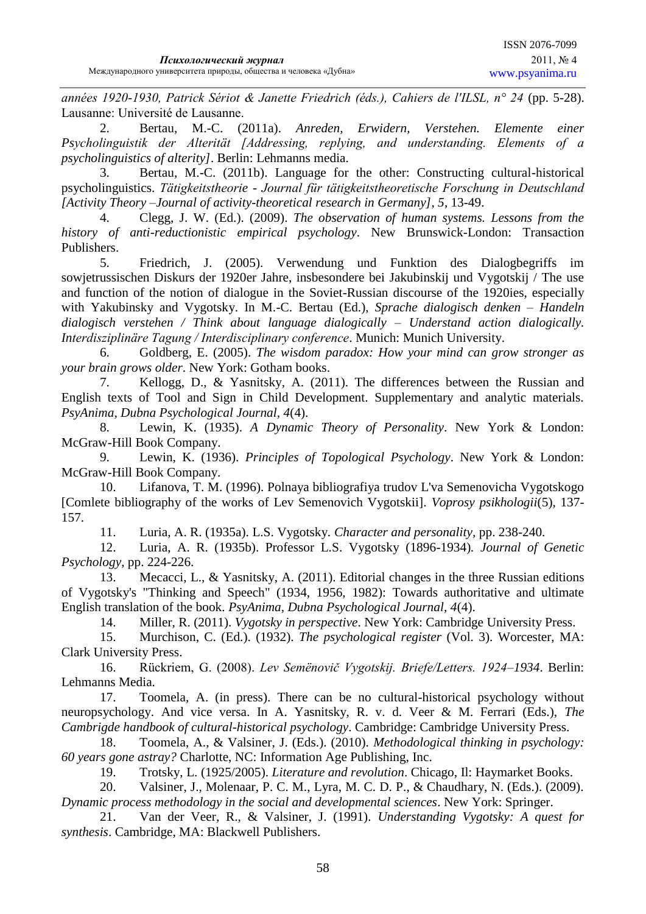*années 1920-1930, Patrick Sériot & Janette Friedrich (éds.), Cahiers de l'ILSL, n° 24* (pp. 5-28). Lausanne: Université de Lausanne.

2. Bertau, M.-C. (2011a). *Anreden, Erwidern, Verstehen. Elemente einer Psycholinguistik der Alterität [Addressing, replying, and understanding. Elements of a psycholinguistics of alterity]*. Berlin: Lehmanns media.

3. Bertau, M.-C. (2011b). Language for the other: Constructing cultural-historical psycholinguistics. *Tätigkeitstheorie - Journal für tätigkeitstheoretische Forschung in Deutschland [Activity Theory –Journal of activity-theoretical research in Germany], 5*, 13-49.

4. Clegg, J. W. (Ed.). (2009). *The observation of human systems. Lessons from the history of anti-reductionistic empirical psychology*. New Brunswick-London: Transaction Publishers.

5. Friedrich, J. (2005). Verwendung und Funktion des Dialogbegriffs im sowjetrussischen Diskurs der 1920er Jahre, insbesondere bei Jakubinskij und Vygotskij / The use and function of the notion of dialogue in the Soviet-Russian discourse of the 1920ies, especially with Yakubinsky and Vygotsky. In M.-C. Bertau (Ed.), *Sprache dialogisch denken – Handeln dialogisch verstehen / Think about language dialogically – Understand action dialogically. Interdisziplinäre Tagung / Interdisciplinary conference*. Munich: Munich University.

6. Goldberg, E. (2005). *The wisdom paradox: How your mind can grow stronger as your brain grows older*. New York: Gotham books.

7. Kellogg, D., & Yasnitsky, A. (2011). The differences between the Russian and English texts of Tool and Sign in Child Development. Supplementary and analytic materials. *PsyAnima, Dubna Psychological Journal, 4*(4).

8. Lewin, K. (1935). *A Dynamic Theory of Personality*. New York & London: McGraw-Hill Book Company.

9. Lewin, K. (1936). *Principles of Topological Psychology*. New York & London: McGraw-Hill Book Company.

10. Lifanova, T. M. (1996). Polnaya bibliografiya trudov L'va Semenovicha Vygotskogo [Comlete bibliography of the works of Lev Semenovich Vygotskii]. *Voprosy psikhologii*(5), 137-157.

11. Luria, A. R. (1935a). L.S. Vygotsky. *Character and personality*, pp. 238-240.

12. Luria, A. R. (1935b). Professor L.S. Vygotsky (1896-1934). *Journal of Genetic Psychology*, pp. 224-226.

13. Mecacci, L., & Yasnitsky, A. (2011). Editorial changes in the three Russian editions of Vygotsky's "Thinking and Speech" (1934, 1956, 1982): Towards authoritative and ultimate English translation of the book. *PsyAnima, Dubna Psychological Journal, 4*(4).

14. Miller, R. (2011). *Vygotsky in perspective*. New York: Cambridge University Press.

15. Murchison, C. (Ed.). (1932). *The psychological register* (Vol. 3). Worcester, MA: Clark University Press.

16. Rückriem, G. (2008). *Lev Semënovič Vygotskij. Briefe/Letters. 1924–1934*. Berlin: Lehmanns Media.

17. Toomela, A. (in press). There can be no cultural-historical psychology without neuropsychology. And vice versa. In A. Yasnitsky, R. v. d. Veer & M. Ferrari (Eds.), *The Cambrigde handbook of cultural-historical psychology*. Cambridge: Cambridge University Press.

18. Toomela, A., & Valsiner, J. (Eds.). (2010). *Methodological thinking in psychology: 60 years gone astray?* Charlotte, NC: Information Age Publishing, Inc.

19. Trotsky, L. (1925/2005). *Literature and revolution*. Chicago, Il: Haymarket Books.

20. Valsiner, J., Molenaar, P. C. M., Lyra, M. C. D. P., & Chaudhary, N. (Eds.). (2009). *Dynamic process methodology in the social and developmental sciences*. New York: Springer.

21. Van der Veer, R., & Valsiner, J. (1991). *Understanding Vygotsky: A quest for synthesis*. Cambridge, MA: Blackwell Publishers.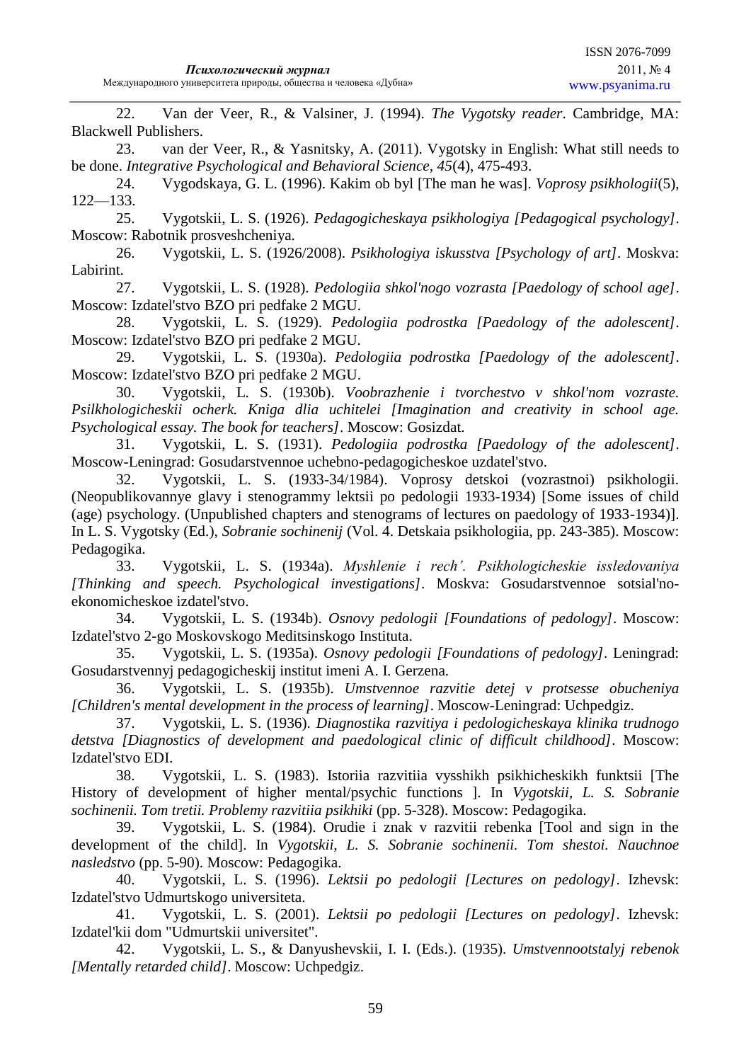22. Van der Veer, R., & Valsiner, J. (1994). *The Vygotsky reader*. Cambridge, MA: Blackwell Publishers.

23. van der Veer, R., & Yasnitsky, A. (2011). Vygotsky in English: What still needs to be done. *Integrative Psychological and Behavioral Science, 45*(4), 475-493.

24. Vygodskaya, G. L. (1996). Kakim ob byl [The man he was]. *Voprosy psikhologii*(5), 122—133.

25. Vygotskii, L. S. (1926). *Pedagogicheskaya psikhologiya [Pedagogical psychology]*. Moscow: Rabotnik prosveshcheniya.

26. Vygotskii, L. S. (1926/2008). *Psikhologiya iskusstva [Psychology of art]*. Moskva: Labirint.

27. Vygotskii, L. S. (1928). *Pedologiia shkol'nogo vozrasta [Paedology of school age]*. Moscow: Izdatel'stvo BZO pri pedfake 2 MGU.

28. Vygotskii, L. S. (1929). *Pedologiia podrostka [Paedology of the adolescent]*. Moscow: Izdatel'stvo BZO pri pedfake 2 MGU.

29. Vygotskii, L. S. (1930a). *Pedologiia podrostka [Paedology of the adolescent]*. Moscow: Izdatel'stvo BZO pri pedfake 2 MGU.

30. Vygotskii, L. S. (1930b). *Voobrazhenie i tvorchestvo v shkol'nom vozraste. Psilkhologicheskii ocherk. Kniga dlia uchitelei [Imagination and creativity in school age. Psychological essay. The book for teachers]*. Moscow: Gosizdat.

31. Vygotskii, L. S. (1931). *Pedologiia podrostka [Paedology of the adolescent]*. Moscow-Leningrad: Gosudarstvennoe uchebno-pedagogicheskoe uzdatel'stvo.

32. Vygotskii, L. S. (1933-34/1984). Voprosy detskoi (vozrastnoi) psikhologii. (Neopublikovannye glavy i stenogrammy lektsii po pedologii 1933-1934) [Some issues of child (age) psychology. (Unpublished chapters and stenograms of lectures on paedology of 1933-1934)]. In L. S. Vygotsky (Ed.), *Sobranie sochinenij* (Vol. 4. Detskaia psikhologiia, pp. 243-385). Moscow: Pedagogika.

33. Vygotskii, L. S. (1934a). *Myshlenie i rech'. Psikhologicheskie issledovaniya [Thinking and speech. Psychological investigations]*. Moskva: Gosudarstvennoe sotsial'no-ekonomicheskoe izdatel'stvo.

34. Vygotskii, L. S. (1934b). *Osnovy pedologii [Foundations of pedology]*. Moscow: Izdatel'stvo 2-go Moskovskogo Meditsinskogo Instituta.

35. Vygotskii, L. S. (1935a). *Osnovy pedologii [Foundations of pedology]*. Leningrad: Gosudarstvennyj pedagogicheskij institut imeni A. I. Gerzena.

36. Vygotskii, L. S. (1935b). *Umstvennoe razvitie detej v protsesse obucheniya [Children's mental development in the process of learning]*. Moscow-Leningrad: Uchpedgiz.

37. Vygotskii, L. S. (1936). *Diagnostika razvitiya i pedologicheskaya klinika trudnogo detstva [Diagnostics of development and paedological clinic of difficult childhood]*. Moscow: Izdatel'stvo EDI.

38. Vygotskii, L. S. (1983). Istoriia razvitiia vysshikh psikhicheskikh funktsii [The History of development of higher mental/psychic functions ]. In *Vygotskii, L. S. Sobranie sochinenii. Tom tretii. Problemy razvitiia psikhiki* (pp. 5-328). Moscow: Pedagogika.

39. Vygotskii, L. S. (1984). Orudie i znak v razvitii rebenka [Tool and sign in the development of the child]. In *Vygotskii, L. S. Sobranie sochinenii. Tom shestoi. Nauchnoe nasledstvo* (pp. 5-90). Moscow: Pedagogika.

40. Vygotskii, L. S. (1996). *Lektsii po pedologii [Lectures on pedology]*. Izhevsk: Izdatel'stvo Udmurtskogo universiteta.

41. Vygotskii, L. S. (2001). *Lektsii po pedologii [Lectures on pedology]*. Izhevsk: Izdatel'kii dom "Udmurtskii universitet".

42. Vygotskii, L. S., & Danyushevskii, I. I. (Eds.). (1935). *Umstvennootstalyj rebenok [Mentally retarded child]*. Moscow: Uchpedgiz.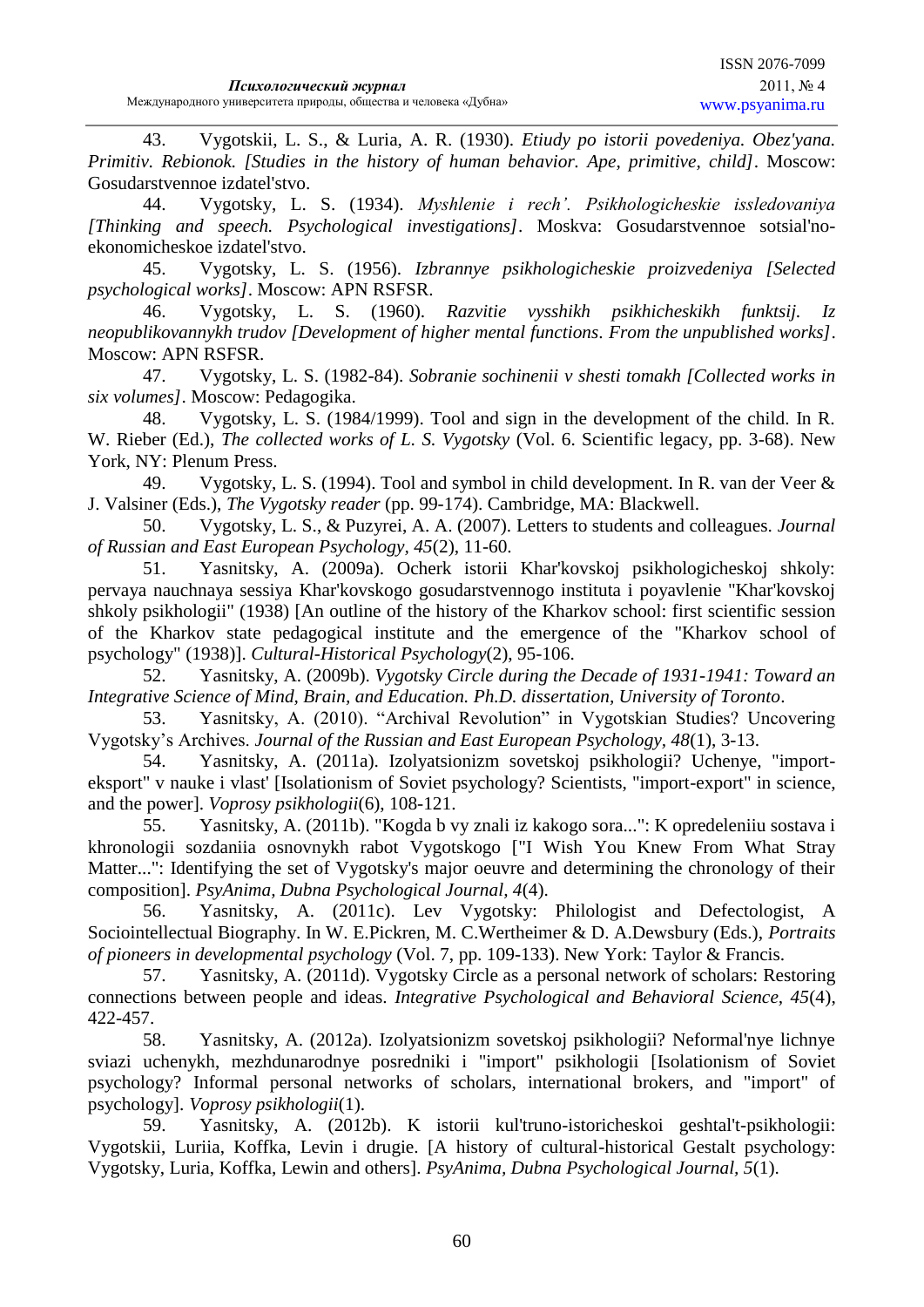43. Vygotskii, L. S., & Luria, A. R. (1930). *Etiudy po istorii povedeniya. Obez'yana. Primitiv. Rebionok. [Studies in the history of human behavior. Ape, primitive, child]*. Moscow: Gosudarstvennoe izdatel'stvo.

44. Vygotsky, L. S. (1934). *Myshlenie i rech'. Psikhologicheskie issledovaniya [Thinking and speech. Psychological investigations]*. Moskva: Gosudarstvennoe sotsial'no-ekonomicheskoe izdatel'stvo.

45. Vygotsky, L. S. (1956). *Izbrannye psikhologicheskie proizvedeniya [Selected psychological works]*. Moscow: APN RSFSR.

46. Vygotsky, L. S. (1960). *Razvitie vysshikh psikhicheskikh funktsij. Iz neopublikovannykh trudov [Development of higher mental functions. From the unpublished works]*. Moscow: APN RSFSR.

47. Vygotsky, L. S. (1982-84). *Sobranie sochinenii v shesti tomakh [Collected works in six volumes]*. Moscow: Pedagogika.

48. Vygotsky, L. S. (1984/1999). Tool and sign in the development of the child. In R. W. Rieber (Ed.), *The collected works of L. S. Vygotsky* (Vol. 6. Scientific legacy, pp. 3-68). New York, NY: Plenum Press.

49. Vygotsky, L. S. (1994). Tool and symbol in child development. In R. van der Veer & J. Valsiner (Eds.), *The Vygotsky reader* (pp. 99-174). Cambridge, MA: Blackwell.

50. Vygotsky, L. S., & Puzyrei, A. A. (2007). Letters to students and colleagues. *Journal of Russian and East European Psychology, 45*(2), 11-60.

51. Yasnitsky, A. (2009a). Ocherk istorii Khar'kovskoj psikhologicheskoj shkoly: pervaya nauchnaya sessiya Khar'kovskogo gosudarstvennogo instituta i poyavlenie "Khar'kovskoj shkoly psikhologii" (1938) [An outline of the history of the Kharkov school: first scientific session of the Kharkov state pedagogical institute and the emergence of the "Kharkov school of psychology" (1938)]. *Cultural-Historical Psychology*(2), 95-106.

52. Yasnitsky, A. (2009b). *Vygotsky Circle during the Decade of 1931-1941: Toward an Integrative Science of Mind, Brain, and Education. Ph.D. dissertation, University of Toronto*.

53. Yasnitsky, A. (2010). "Archival Revolution" in Vygotskian Studies? Uncovering Vygotsky's Archives. *Journal of the Russian and East European Psychology, 48*(1), 3-13.

54. Yasnitsky, A. (2011a). Izolyatsionizm sovetskoj psikhologii? Uchenye, "import-eksport" v nauke i vlast' [Isolationism of Soviet psychology? Scientists, "import-export" in science, and the power]. *Voprosy psikhologii*(6), 108-121.

55. Yasnitsky, A. (2011b). "Kogda b vy znali iz kakogo sora...": K opredeleniiu sostava i khronologii sozdaniia osnovnykh rabot Vygotskogo ["I Wish You Knew From What Stray Matter...": Identifying the set of Vygotsky's major oeuvre and determining the chronology of their composition]. *PsyAnima, Dubna Psychological Journal, 4*(4).

56. Yasnitsky, A. (2011c). Lev Vygotsky: Philologist and Defectologist, A Sociointellectual Biography. In W. E.Pickren, M. C.Wertheimer & D. A.Dewsbury (Eds.), *Portraits of pioneers in developmental psychology* (Vol. 7, pp. 109-133). New York: Taylor & Francis.

57. Yasnitsky, A. (2011d). Vygotsky Circle as a personal network of scholars: Restoring connections between people and ideas. *Integrative Psychological and Behavioral Science, 45*(4), 422-457.

58. Yasnitsky, A. (2012a). Izolyatsionizm sovetskoj psikhologii? Neformal'nye lichnye sviazi uchenykh, mezhdunarodnye posredniki i "import" psikhologii [Isolationism of Soviet psychology? Informal personal networks of scholars, international brokers, and "import" of psychology]. *Voprosy psikhologii*(1).

59. Yasnitsky, A. (2012b). K istorii kul'truno-istoricheskoi geshtal't-psikhologii: Vygotskii, Luriia, Koffka, Levin i drugie. [A history of cultural-historical Gestalt psychology: Vygotsky, Luria, Koffka, Lewin and others]. *PsyAnima, Dubna Psychological Journal, 5*(1).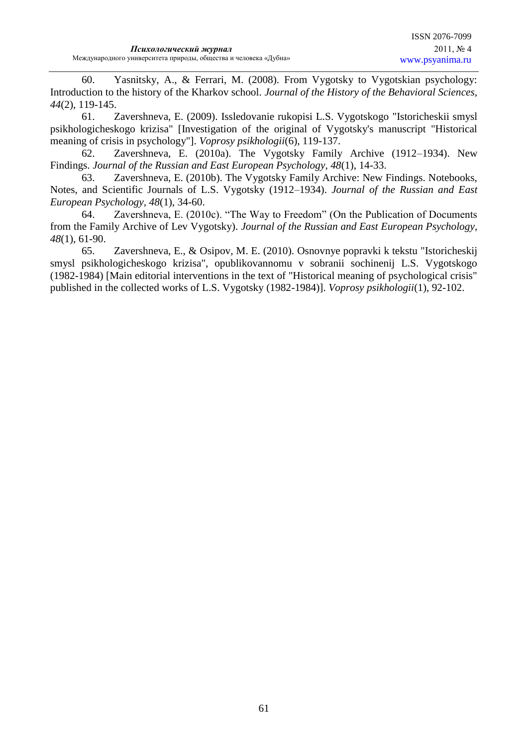60. Yasnitsky, A., & Ferrari, M. (2008). From Vygotsky to Vygotskian psychology: Introduction to the history of the Kharkov school. *Journal of the History of the Behavioral Sciences, 44*(2), 119-145.

61. Zavershneva, E. (2009). Issledovanie rukopisi L.S. Vygotskogo "Istoricheskii smysl psikhologicheskogo krizisa" [Investigation of the original of Vygotsky's manuscript "Historical meaning of crisis in psychology"]. *Voprosy psikhologii*(6), 119-137.

62. Zavershneva, E. (2010a). The Vygotsky Family Archive (1912–1934). New Findings. *Journal of the Russian and East European Psychology, 48*(1), 14-33.

63. Zavershneva, E. (2010b). The Vygotsky Family Archive: New Findings. Notebooks, Notes, and Scientific Journals of L.S. Vygotsky (1912–1934). *Journal of the Russian and East European Psychology, 48*(1), 34-60.

64. Zavershneva, E. (2010c). "The Way to Freedom" (On the Publication of Documents from the Family Archive of Lev Vygotsky). *Journal of the Russian and East European Psychology, 48*(1), 61-90.

65. Zavershneva, E., & Osipov, M. E. (2010). Osnovnye popravki k tekstu "Istoricheskij smysl psikhologicheskogo krizisa", opublikovannomu v sobranii sochinenij L.S. Vygotskogo (1982-1984) [Main editorial interventions in the text of "Historical meaning of psychological crisis" published in the collected works of L.S. Vygotsky (1982-1984)]. *Voprosy psikhologii*(1), 92-102.